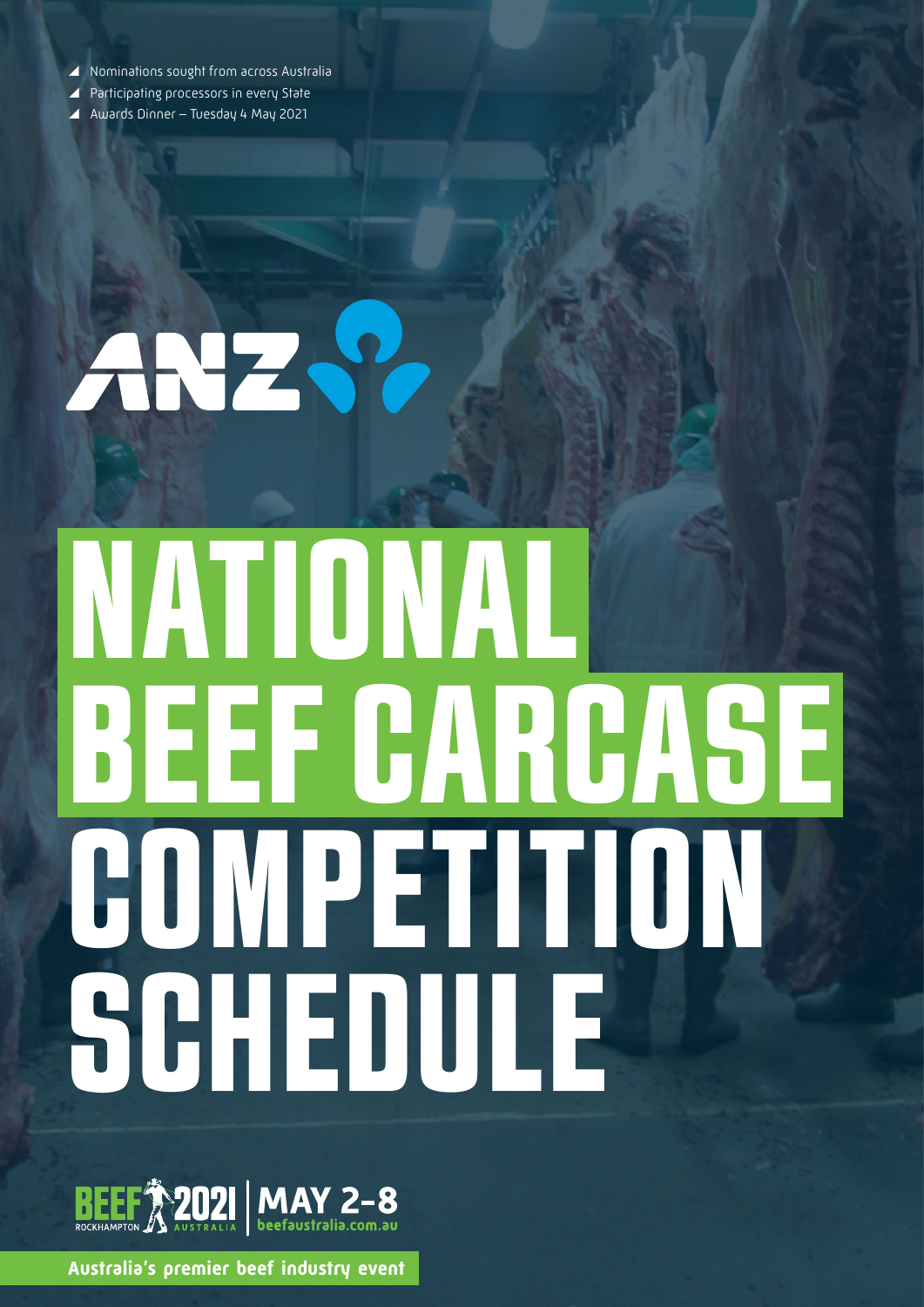- Nominations sought from across Australia
- Participating processors in every State
- Awards Dinner – Tuesday 4 May 2021

ANZ

# NATIONAL BEEF CARCASE COMPETITION SCHEDULE

BEEF 2021 ROCKHAMPTON AUSTRALIA | MAY 2-8 beefaustralia.com.au

**Australia's premier beef industry event**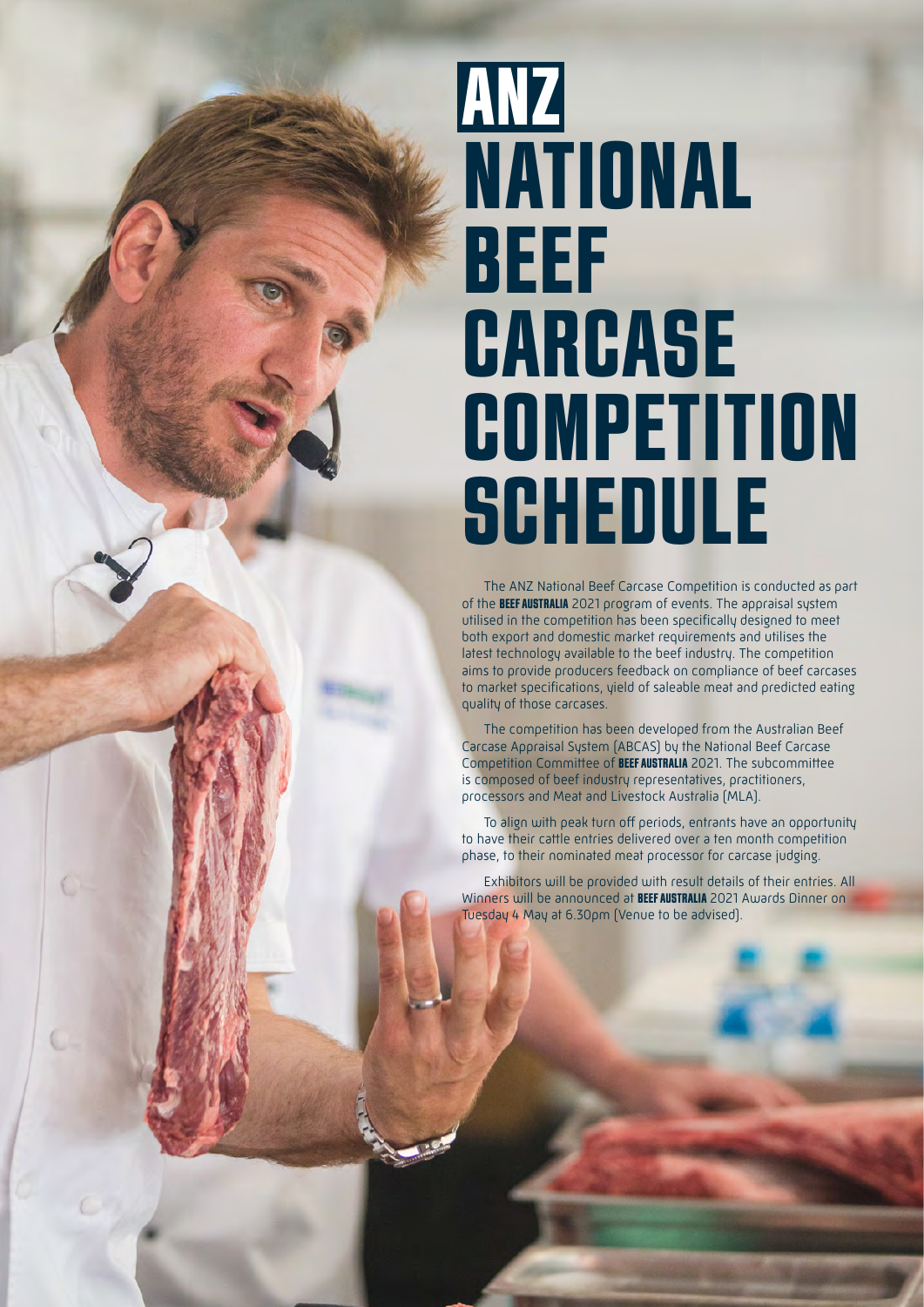# ANZ NATIONAL BEEF CARCASE COMPETITION SCHEDULE

The ANZ National Beef Carcase Competition is conducted as part of the **BEEF AUSTRALIA** 2021 program of events. The appraisal system utilised in the competition has been specifically designed to meet both export and domestic market requirements and utilises the latest technology available to the beef industry. The competition aims to provide producers feedback on compliance of beef carcases to market specifications, yield of saleable meat and predicted eating quality of those carcases.

The competition has been developed from the Australian Beef Carcase Appraisal System (ABCAS) by the National Beef Carcase Competition Committee of **BEEF AUSTRALIA** 2021. The subcommittee is composed of beef industry representatives, practitioners, processors and Meat and Livestock Australia (MLA).

To align with peak turn off periods, entrants have an opportunity to have their cattle entries delivered over a ten month competition phase, to their nominated meat processor for carcase judging.

Exhibitors will be provided with result details of their entries. All Winners will be announced at **BEEF AUSTRALIA** 2021 Awards Dinner on Tuesday 4 May at 6.30pm (Venue to be advised).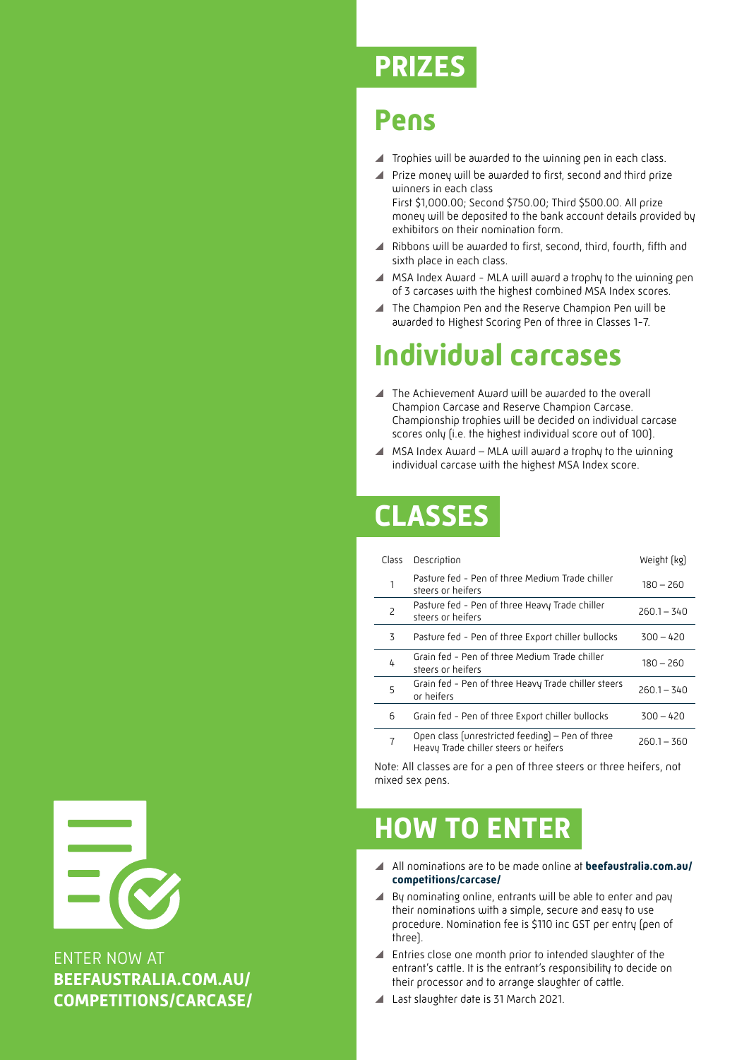# PRIZES

## Pens

- Trophies will be awarded to the winning pen in each class.
- Prize money will be awarded to first, second and third prize winners in each class
  First $1,000.00; Second $750.00; Third $500.00. All prize money will be deposited to the bank account details provided by exhibitors on their nomination form.
- Ribbons will be awarded to first, second, third, fourth, fifth and sixth place in each class.
- MSA Index Award - MLA will award a trophy to the winning pen of 3 carcases with the highest combined MSA Index scores.
- The Champion Pen and the Reserve Champion Pen will be awarded to Highest Scoring Pen of three in Classes 1-7.

## Individual carcases

- The Achievement Award will be awarded to the overall Champion Carcase and Reserve Champion Carcase. Championship trophies will be decided on individual carcase scores only (i.e. the highest individual score out of 100).
- MSA Index Award – MLA will award a trophy to the winning individual carcase with the highest MSA Index score.

# CLASSES

| Class | Description | Weight (kg) |
|---|---|---|
| 1 | Pasture fed - Pen of three Medium Trade chiller steers or heifers | 180 – 260 |
| 2 | Pasture fed - Pen of three Heavy Trade chiller steers or heifers | 260.1 – 340 |
| 3 | Pasture fed - Pen of three Export chiller bullocks | 300 – 420 |
| 4 | Grain fed - Pen of three Medium Trade chiller steers or heifers | 180 – 260 |
| 5 | Grain fed - Pen of three Heavy Trade chiller steers or heifers | 260.1 – 340 |
| 6 | Grain fed - Pen of three Export chiller bullocks | 300 – 420 |
| 7 | Open class (unrestricted feeding) – Pen of three Heavy Trade chiller steers or heifers | 260.1 – 360 |

Note: All classes are for a pen of three steers or three heifers, not mixed sex pens.

# HOW TO ENTER

- All nominations are to be made online at **beefaustralia.com.au/competitions/carcase/**
- By nominating online, entrants will be able to enter and pay their nominations with a simple, secure and easy to use procedure. Nomination fee is $110 inc GST per entry (pen of three).
- Entries close one month prior to intended slaughter of the entrant's cattle. It is the entrant's responsibility to decide on their processor and to arrange slaughter of cattle.
- Last slaughter date is 31 March 2021.

ENTER NOW AT **BEEFAUSTRALIA.COM.AU/COMPETITIONS/CARCASE/**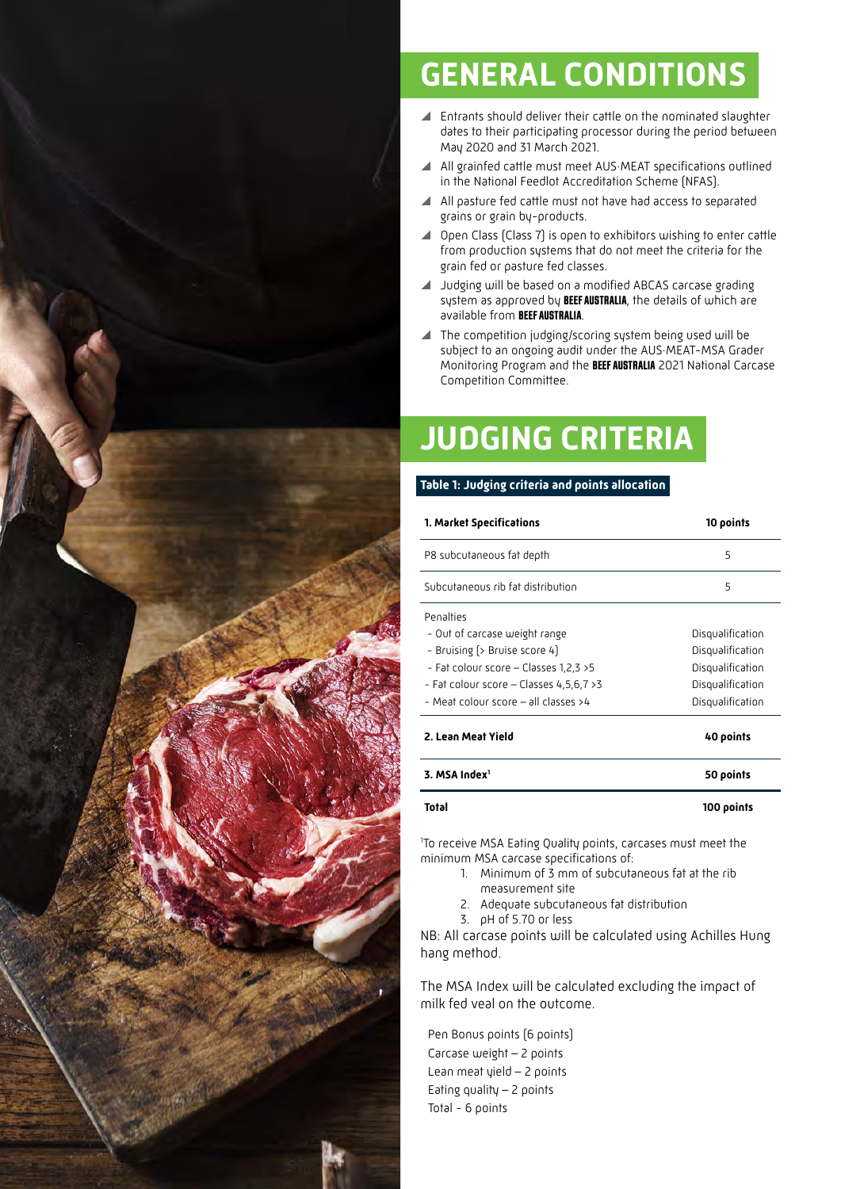# GENERAL CONDITIONS

- Entrants should deliver their cattle on the nominated slaughter dates to their participating processor during the period between May 2020 and 31 March 2021.
- All grainfed cattle must meet AUS-MEAT specifications outlined in the National Feedlot Accreditation Scheme (NFAS).
- All pasture fed cattle must not have had access to separated grains or grain by-products.
- Open Class (Class 7) is open to exhibitors wishing to enter cattle from production systems that do not meet the criteria for the grain fed or pasture fed classes.
- Judging will be based on a modified ABCAS carcase grading system as approved by **BEEF AUSTRALIA**, the details of which are available from **BEEF AUSTRALIA**.
- The competition judging/scoring system being used will be subject to an ongoing audit under the AUS-MEAT-MSA Grader Monitoring Program and the **BEEF AUSTRALIA** 2021 National Carcase Competition Committee.

# JUDGING CRITERIA

**Table 1: Judging criteria and points allocation**

| **1. Market Specifications** | **10 points** |
|---|---|
| P8 subcutaneous fat depth | 5 |
| Subcutaneous rib fat distribution | 5 |
| Penalties | |
| - Out of carcase weight range | Disqualification |
| - Bruising (> Bruise score 4) | Disqualification |
| - Fat colour score – Classes 1,2,3 >5 | Disqualification |
| - Fat colour score – Classes 4,5,6,7 >3 | Disqualification |
| - Meat colour score – all classes >4 | Disqualification |
| **2. Lean Meat Yield** | **40 points** |
| **3. MSA Index[1]** | **50 points** |
| **Total** | **100 points** |

[1]To receive MSA Eating Quality points, carcases must meet the minimum MSA carcase specifications of:

1. Minimum of 3 mm of subcutaneous fat at the rib measurement site
2. Adequate subcutaneous fat distribution
3. pH of 5.70 or less

NB: All carcase points will be calculated using Achilles Hung hang method.

The MSA Index will be calculated excluding the impact of milk fed veal on the outcome.

Pen Bonus points (6 points)
Carcase weight – 2 points
Lean meat yield – 2 points
Eating quality – 2 points
Total - 6 points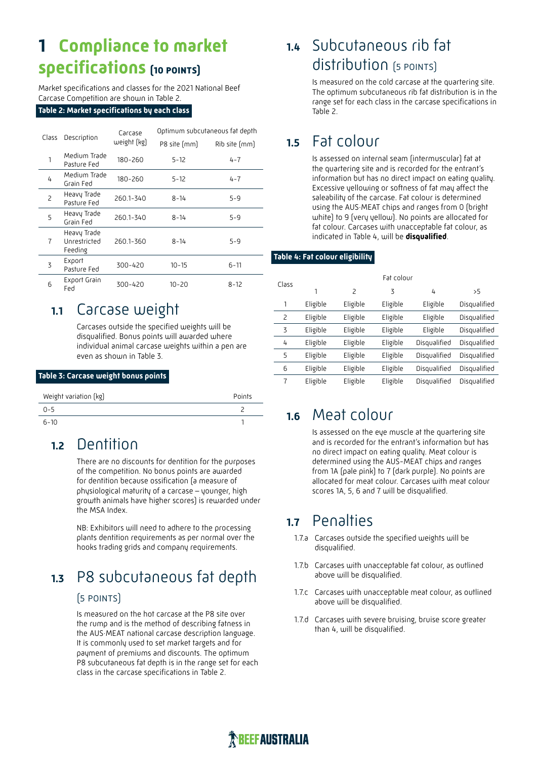# 1 Compliance to market specifications (10 POINTS)

Market specifications and classes for the 2021 National Beef Carcase Competition are shown in Table 2.

**Table 2: Market specifications by each class**

| Class | Description | Carcase weight (kg) | Optimum subcutaneous fat depth | |
|---|---|---|---|---|
| | | | P8 site (mm) | Rib site (mm) |
| 1 | Medium Trade Pasture Fed | 180-260 | 5-12 | 4-7 |
| 4 | Medium Trade Grain Fed | 180-260 | 5-12 | 4-7 |
| 2 | Heavy Trade Pasture Fed | 260.1-340 | 8-14 | 5-9 |
| 5 | Heavy Trade Grain Fed | 260.1-340 | 8-14 | 5-9 |
| 7 | Heavy Trade Unrestricted Feeding | 260.1-360 | 8-14 | 5-9 |
| 3 | Export Pasture Fed | 300-420 | 10-15 | 6-11 |
| 6 | Export Grain Fed | 300-420 | 10-20 | 8-12 |

## 1.1 Carcase weight

Carcases outside the specified weights will be disqualified. Bonus points will awarded where individual animal carcase weights within a pen are even as shown in Table 3.

**Table 3: Carcase weight bonus points**

| Weight variation (kg) | Points |
|---|---|
| 0-5 | 2 |
| 6-10 | 1 |

## 1.2 Dentition

There are no discounts for dentition for the purposes of the competition. No bonus points are awarded for dentition because ossification (a measure of physiological maturity of a carcase – younger, high growth animals have higher scores) is rewarded under the MSA Index.

NB: Exhibitors will need to adhere to the processing plants dentition requirements as per normal over the hooks trading grids and company requirements.

## 1.3 P8 subcutaneous fat depth (5 POINTS)

Is measured on the hot carcase at the P8 site over the rump and is the method of describing fatness in the AUS-MEAT national carcase description language. It is commonly used to set market targets and for payment of premiums and discounts. The optimum P8 subcutaneous fat depth is in the range set for each class in the carcase specifications in Table 2.

## 1.4 Subcutaneous rib fat distribution (5 POINTS)

Is measured on the cold carcase at the quartering site. The optimum subcutaneous rib fat distribution is in the range set for each class in the carcase specifications in Table 2.

## 1.5 Fat colour

Is assessed on internal seam (intermuscular) fat at the quartering site and is recorded for the entrant's information but has no direct impact on eating quality. Excessive yellowing or softness of fat may affect the saleability of the carcase. Fat colour is determined using the AUS-MEAT chips and ranges from 0 (bright white) to 9 (very yellow). No points are allocated for fat colour. Carcases with unacceptable fat colour, as indicated in Table 4, will be **disqualified**.

**Table 4: Fat colour eligibility**

| Class | Fat colour | | | | |
|---|---|---|---|---|---|
| | 1 | 2 | 3 | 4 | >5 |
| 1 | Eligible | Eligible | Eligible | Eligible | Disqualified |
| 2 | Eligible | Eligible | Eligible | Eligible | Disqualified |
| 3 | Eligible | Eligible | Eligible | Eligible | Disqualified |
| 4 | Eligible | Eligible | Eligible | Disqualified | Disqualified |
| 5 | Eligible | Eligible | Eligible | Disqualified | Disqualified |
| 6 | Eligible | Eligible | Eligible | Disqualified | Disqualified |
| 7 | Eligible | Eligible | Eligible | Disqualified | Disqualified |

## 1.6 Meat colour

Is assessed on the eye muscle at the quartering site and is recorded for the entrant's information but has no direct impact on eating quality. Meat colour is determined using the AUS-MEAT chips and ranges from 1A (pale pink) to 7 (dark purple). No points are allocated for meat colour. Carcases with meat colour scores 1A, 5, 6 and 7 will be disqualified.

## 1.7 Penalties

1.7.a Carcases outside the specified weights will be disqualified.

1.7.b Carcases with unacceptable fat colour, as outlined above will be disqualified.

1.7.c Carcases with unacceptable meat colour, as outlined above will be disqualified.

1.7.d Carcases with severe bruising, bruise score greater than 4, will be disqualified.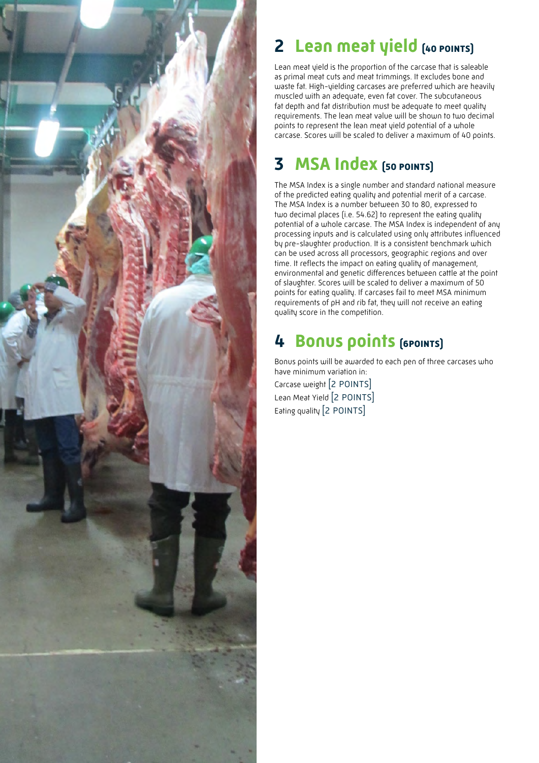## 2 Lean meat yield (40 POINTS)

Lean meat yield is the proportion of the carcase that is saleable as primal meat cuts and meat trimmings. It excludes bone and waste fat. High-yielding carcases are preferred which are heavily muscled with an adequate, even fat cover. The subcutaneous fat depth and fat distribution must be adequate to meet quality requirements. The lean meat value will be shown to two decimal points to represent the lean meat yield potential of a whole carcase. Scores will be scaled to deliver a maximum of 40 points.

## 3 MSA Index (50 POINTS)

The MSA Index is a single number and standard national measure of the predicted eating quality and potential merit of a carcase. The MSA Index is a number between 30 to 80, expressed to two decimal places (i.e. 54.62) to represent the eating quality potential of a whole carcase. The MSA Index is independent of any processing inputs and is calculated using only attributes influenced by pre-slaughter production. It is a consistent benchmark which can be used across all processors, geographic regions and over time. It reflects the impact on eating quality of management, environmental and genetic differences between cattle at the point of slaughter. Scores will be scaled to deliver a maximum of 50 points for eating quality. If carcases fail to meet MSA minimum requirements of pH and rib fat, they will not receive an eating quality score in the competition.

## 4 Bonus points (6POINTS)

Bonus points will be awarded to each pen of three carcases who have minimum variation in:

Carcase weight [2 POINTS]
Lean Meat Yield [2 POINTS]
Eating quality [2 POINTS]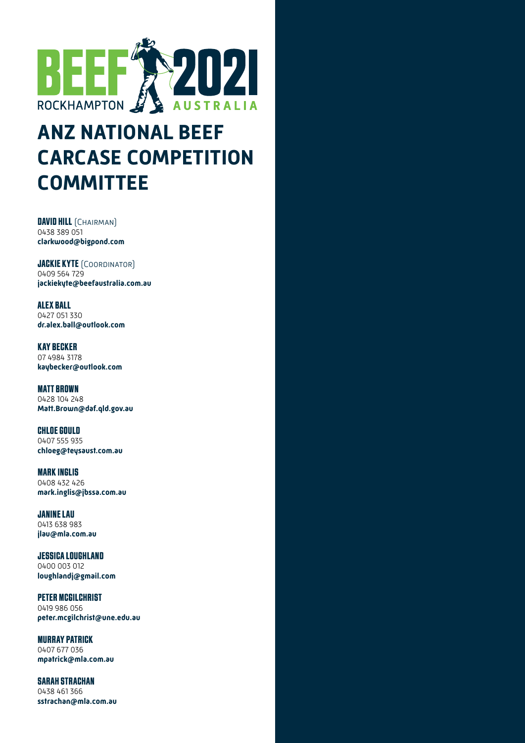BEEF 2021 ROCKHAMPTON AUSTRALIA

# ANZ NATIONAL BEEF CARCASE COMPETITION COMMITTEE

**DAVID HILL** (Chairman)
0438 389 051
**clarkwood@bigpond.com**

**JACKIE KYTE** (Coordinator)
0409 564 729
**jackiekyte@beefaustralia.com.au**

**ALEX BALL**
0427 051 330
**dr.alex.ball@outlook.com**

**KAY BECKER**
07 4984 3178
**kaybecker@outlook.com**

**MATT BROWN**
0428 104 248
**Matt.Brown@daf.qld.gov.au**

**CHLOE GOULD**
0407 555 935
**chloeg@teysaust.com.au**

**MARK INGLIS**
0408 432 426
**mark.inglis@jbssa.com.au**

**JANINE LAU**
0413 638 983
**jlau@mla.com.au**

**JESSICA LOUGHLAND**
0400 003 012
**loughlandj@gmail.com**

**PETER MCGILCHRIST**
0419 986 056
**peter.mcgilchrist@une.edu.au**

**MURRAY PATRICK**
0407 677 036
**mpatrick@mla.com.au**

**SARAH STRACHAN**
0438 461 366
**sstrachan@mla.com.au**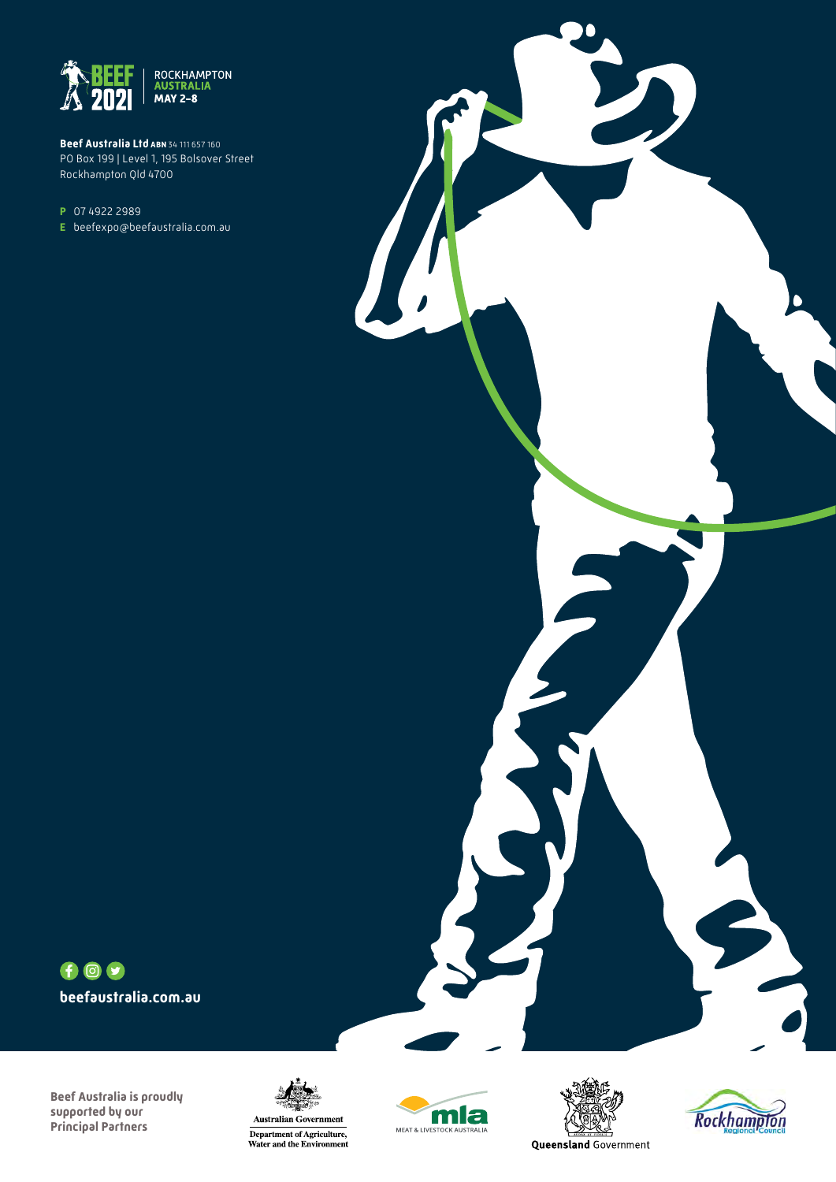BEEF 2021

ROCKHAMPTON
AUSTRALIA
MAY 2–8

**Beef Australia Ltd** **ABN** 34 111 657 160
PO Box 199 | Level 1, 195 Bolsover Street
Rockhampton Qld 4700

**P** 07 4922 2989
**E** beefexpo@beefaustralia.com.au

**beefaustralia.com.au**

**Beef Australia is proudly supported by our Principal Partners**

Australian Government
Department of Agriculture, Water and the Environment

mla
MEAT & LIVESTOCK AUSTRALIA

**Queensland** Government

Rockhampton Regional Council